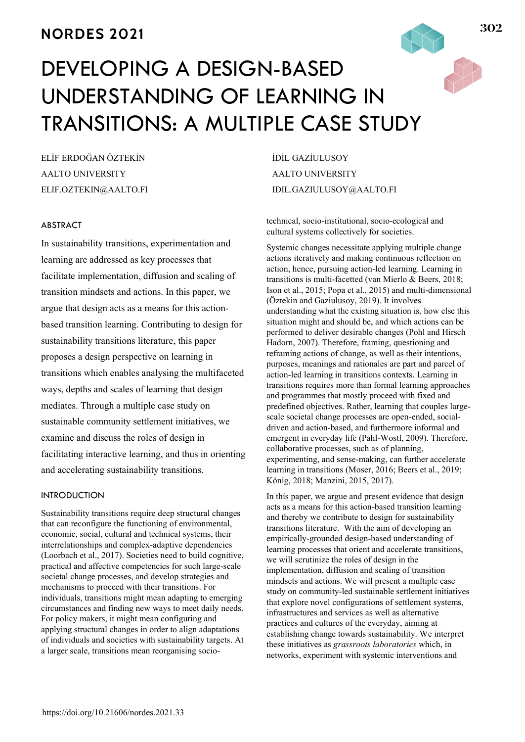# DEVELOPING A DESIGN-BASED UNDERSTANDING OF LEARNING IN TRANSITIONS: A MULTIPLE CASE STUDY

ELİF ERDOĞAN ÖZTEKİN
AALTO UNIVERSITY
ELIF.OZTEKIN@AALTO.FI

İDİL GAZİULUSOY
AALTO UNIVERSITY
IDIL.GAZIULUSOY@AALTO.FI

## ABSTRACT

In sustainability transitions, experimentation and learning are addressed as key processes that facilitate implementation, diffusion and scaling of transition mindsets and actions. In this paper, we argue that design acts as a means for this action-based transition learning. Contributing to design for sustainability transitions literature, this paper proposes a design perspective on learning in transitions which enables analysing the multifaceted ways, depths and scales of learning that design mediates. Through a multiple case study on sustainable community settlement initiatives, we examine and discuss the roles of design in facilitating interactive learning, and thus in orienting and accelerating sustainability transitions.

## INTRODUCTION

Sustainability transitions require deep structural changes that can reconfigure the functioning of environmental, economic, social, cultural and technical systems, their interrelationships and complex-adaptive dependencies (Loorbach et al., 2017). Societies need to build cognitive, practical and affective competencies for such large-scale societal change processes, and develop strategies and mechanisms to proceed with their transitions. For individuals, transitions might mean adapting to emerging circumstances and finding new ways to meet daily needs. For policy makers, it might mean configuring and applying structural changes in order to align adaptations of individuals and societies with sustainability targets. At a larger scale, transitions mean reorganising socio-technical, socio-institutional, socio-ecological and cultural systems collectively for societies.

Systemic changes necessitate applying multiple change actions iteratively and making continuous reflection on action, hence, pursuing action-led learning. Learning in transitions is multi-facetted (van Mierlo & Beers, 2018; Ison et al., 2015; Popa et al., 2015) and multi-dimensional (Öztekin and Gaziulusoy, 2019). It involves understanding what the existing situation is, how else this situation might and should be, and which actions can be performed to deliver desirable changes (Pohl and Hirsch Hadorn, 2007). Therefore, framing, questioning and reframing actions of change, as well as their intentions, purposes, meanings and rationales are part and parcel of action-led learning in transitions contexts. Learning in transitions requires more than formal learning approaches and programmes that mostly proceed with fixed and predefined objectives. Rather, learning that couples large-scale societal change processes are open-ended, social-driven and action-based, and furthermore informal and emergent in everyday life (Pahl-Wostl, 2009). Therefore, collaborative processes, such as of planning, experimenting, and sense-making, can further accelerate learning in transitions (Moser, 2016; Beers et al., 2019; König, 2018; Manzini, 2015, 2017).

In this paper, we argue and present evidence that design acts as a means for this action-based transition learning and thereby we contribute to design for sustainability transitions literature. With the aim of developing an empirically-grounded design-based understanding of learning processes that orient and accelerate transitions, we will scrutinize the roles of design in the implementation, diffusion and scaling of transition mindsets and actions. We will present a multiple case study on community-led sustainable settlement initiatives that explore novel configurations of settlement systems, infrastructures and services as well as alternative practices and cultures of the everyday, aiming at establishing change towards sustainability. We interpret these initiatives as *grassroots laboratories* which, in networks, experiment with systemic interventions and

https://doi.org/10.21606/nordes.2021.33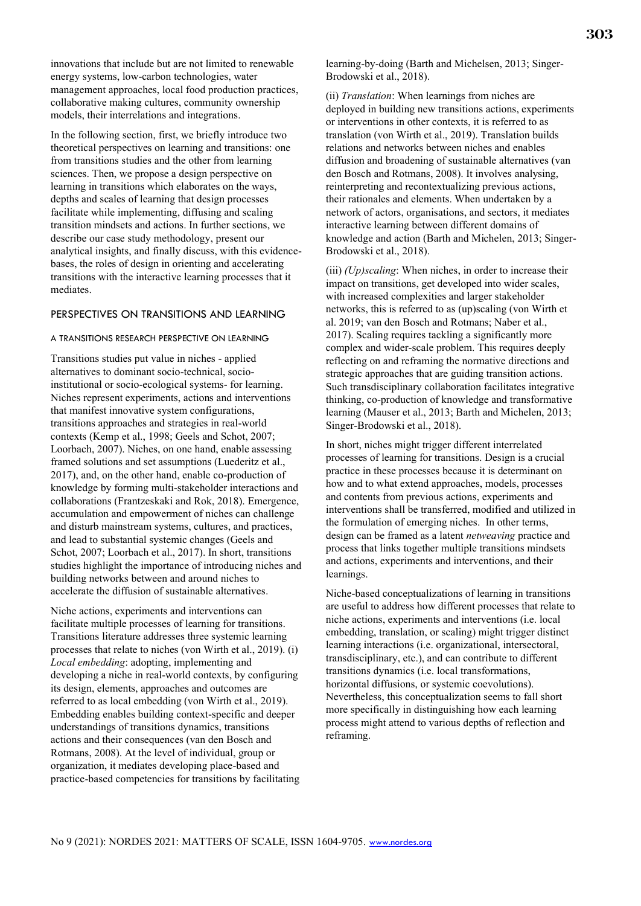innovations that include but are not limited to renewable energy systems, low-carbon technologies, water management approaches, local food production practices, collaborative making cultures, community ownership models, their interrelations and integrations.

In the following section, first, we briefly introduce two theoretical perspectives on learning and transitions: one from transitions studies and the other from learning sciences. Then, we propose a design perspective on learning in transitions which elaborates on the ways, depths and scales of learning that design processes facilitate while implementing, diffusing and scaling transition mindsets and actions. In further sections, we describe our case study methodology, present our analytical insights, and finally discuss, with this evidence-bases, the roles of design in orienting and accelerating transitions with the interactive learning processes that it mediates.

## PERSPECTIVES ON TRANSITIONS AND LEARNING

### A TRANSITIONS RESEARCH PERSPECTIVE ON LEARNING

Transitions studies put value in niches - applied alternatives to dominant socio-technical, socio-institutional or socio-ecological systems- for learning. Niches represent experiments, actions and interventions that manifest innovative system configurations, transitions approaches and strategies in real-world contexts (Kemp et al., 1998; Geels and Schot, 2007; Loorbach, 2007). Niches, on one hand, enable assessing framed solutions and set assumptions (Luederitz et al., 2017), and, on the other hand, enable co-production of knowledge by forming multi-stakeholder interactions and collaborations (Frantzeskaki and Rok, 2018). Emergence, accumulation and empowerment of niches can challenge and disturb mainstream systems, cultures, and practices, and lead to substantial systemic changes (Geels and Schot, 2007; Loorbach et al., 2017). In short, transitions studies highlight the importance of introducing niches and building networks between and around niches to accelerate the diffusion of sustainable alternatives.

Niche actions, experiments and interventions can facilitate multiple processes of learning for transitions. Transitions literature addresses three systemic learning processes that relate to niches (von Wirth et al., 2019). (i) *Local embedding*: adopting, implementing and developing a niche in real-world contexts, by configuring its design, elements, approaches and outcomes are referred to as local embedding (von Wirth et al., 2019). Embedding enables building context-specific and deeper understandings of transitions dynamics, transitions actions and their consequences (van den Bosch and Rotmans, 2008). At the level of individual, group or organization, it mediates developing place-based and practice-based competencies for transitions by facilitating learning-by-doing (Barth and Michelsen, 2013; Singer-Brodowski et al., 2018).

(ii) *Translation*: When learnings from niches are deployed in building new transitions actions, experiments or interventions in other contexts, it is referred to as translation (von Wirth et al., 2019). Translation builds relations and networks between niches and enables diffusion and broadening of sustainable alternatives (van den Bosch and Rotmans, 2008). It involves analysing, reinterpreting and recontextualizing previous actions, their rationales and elements. When undertaken by a network of actors, organisations, and sectors, it mediates interactive learning between different domains of knowledge and action (Barth and Michelen, 2013; Singer-Brodowski et al., 2018).

(iii) *(Up)scaling*: When niches, in order to increase their impact on transitions, get developed into wider scales, with increased complexities and larger stakeholder networks, this is referred to as (up)scaling (von Wirth et al. 2019; van den Bosch and Rotmans; Naber et al., 2017). Scaling requires tackling a significantly more complex and wider-scale problem. This requires deeply reflecting on and reframing the normative directions and strategic approaches that are guiding transition actions. Such transdisciplinary collaboration facilitates integrative thinking, co-production of knowledge and transformative learning (Mauser et al., 2013; Barth and Michelen, 2013; Singer-Brodowski et al., 2018).

In short, niches might trigger different interrelated processes of learning for transitions. Design is a crucial practice in these processes because it is determinant on how and to what extend approaches, models, processes and contents from previous actions, experiments and interventions shall be transferred, modified and utilized in the formulation of emerging niches. In other terms, design can be framed as a latent *netweaving* practice and process that links together multiple transitions mindsets and actions, experiments and interventions, and their learnings.

Niche-based conceptualizations of learning in transitions are useful to address how different processes that relate to niche actions, experiments and interventions (i.e. local embedding, translation, or scaling) might trigger distinct learning interactions (i.e. organizational, intersectoral, transdisciplinary, etc.), and can contribute to different transitions dynamics (i.e. local transformations, horizontal diffusions, or systemic coevolutions). Nevertheless, this conceptualization seems to fall short more specifically in distinguishing how each learning process might attend to various depths of reflection and reframing.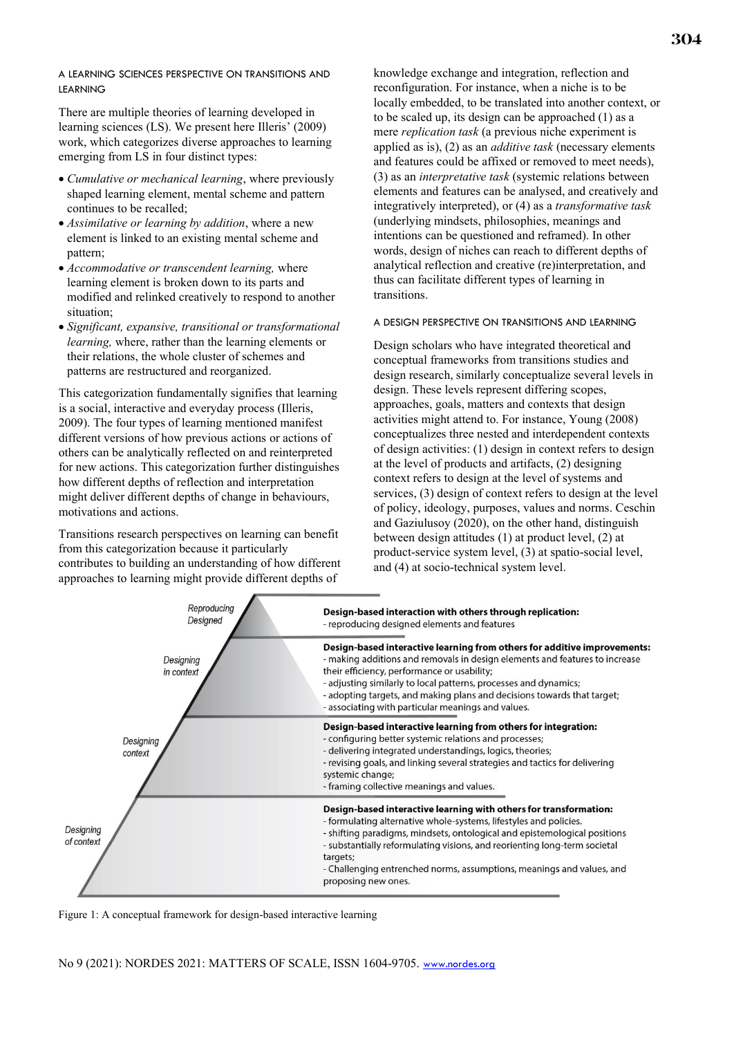### A LEARNING SCIENCES PERSPECTIVE ON TRANSITIONS AND LEARNING

There are multiple theories of learning developed in learning sciences (LS). We present here Illeris' (2009) work, which categorizes diverse approaches to learning emerging from LS in four distinct types:

- *Cumulative or mechanical learning*, where previously shaped learning element, mental scheme and pattern continues to be recalled;
- *Assimilative or learning by addition*, where a new element is linked to an existing mental scheme and pattern;
- *Accommodative or transcendent learning,* where learning element is broken down to its parts and modified and relinked creatively to respond to another situation;
- *Significant, expansive, transitional or transformational learning,* where, rather than the learning elements or their relations, the whole cluster of schemes and patterns are restructured and reorganized.

This categorization fundamentally signifies that learning is a social, interactive and everyday process (Illeris, 2009). The four types of learning mentioned manifest different versions of how previous actions or actions of others can be analytically reflected on and reinterpreted for new actions. This categorization further distinguishes how different depths of reflection and interpretation might deliver different depths of change in behaviours, motivations and actions.

Transitions research perspectives on learning can benefit from this categorization because it particularly contributes to building an understanding of how different approaches to learning might provide different depths of knowledge exchange and integration, reflection and reconfiguration. For instance, when a niche is to be locally embedded, to be translated into another context, or to be scaled up, its design can be approached (1) as a mere *replication task* (a previous niche experiment is applied as is), (2) as an *additive task* (necessary elements and features could be affixed or removed to meet needs), (3) as an *interpretative task* (systemic relations between elements and features can be analysed, and creatively and integratively interpreted), or (4) as a *transformative task* (underlying mindsets, philosophies, meanings and intentions can be questioned and reframed). In other words, design of niches can reach to different depths of analytical reflection and creative (re)interpretation, and thus can facilitate different types of learning in transitions.

### A DESIGN PERSPECTIVE ON TRANSITIONS AND LEARNING

Design scholars who have integrated theoretical and conceptual frameworks from transitions studies and design research, similarly conceptualize several levels in design. These levels represent differing scopes, approaches, goals, matters and contexts that design activities might attend to. For instance, Young (2008) conceptualizes three nested and interdependent contexts of design activities: (1) design in context refers to design at the level of products and artifacts, (2) designing context refers to design at the level of systems and services, (3) design of context refers to design at the level of policy, ideology, purposes, values and norms. Ceschin and Gaziulusoy (2020), on the other hand, distinguish between design attitudes (1) at product level, (2) at product-service system level, (3) at spatio-social level, and (4) at socio-technical system level.

| Level | Description |
| --- | --- |
| Reproducing Designed | **Design-based interaction with others through replication:** - reproducing designed elements and features |
| Designing in context | **Design-based interactive learning from others for additive improvements:** - making additions and removals in design elements and features to increase their efficiency, performance or usability; - adjusting similarly to local patterns, processes and dynamics; - adopting targets, and making plans and decisions towards that target; - associating with particular meanings and values. |
| Designing context | **Design-based interactive learning from others for integration:** - configuring better systemic relations and processes; - delivering integrated understandings, logics, theories; - revising goals, and linking several strategies and tactics for delivering systemic change; - framing collective meanings and values. |
| Designing of context | **Design-based interactive learning with others for transformation:** - formulating alternative whole-systems, lifestyles and policies. - shifting paradigms, mindsets, ontological and epistemological positions - substantially reformulating visions, and reorienting long-term societal targets; - Challenging entrenched norms, assumptions, meanings and values, and proposing new ones. |

Figure 1: A conceptual framework for design-based interactive learning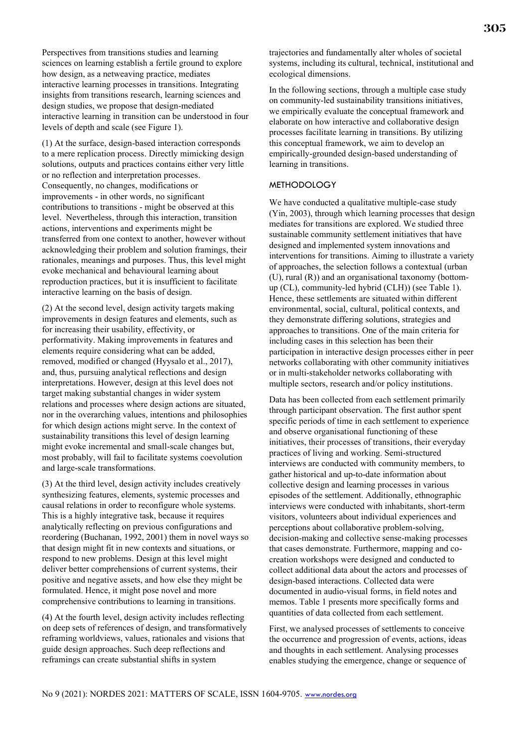Perspectives from transitions studies and learning sciences on learning establish a fertile ground to explore how design, as a netweaving practice, mediates interactive learning processes in transitions. Integrating insights from transitions research, learning sciences and design studies, we propose that design-mediated interactive learning in transition can be understood in four levels of depth and scale (see Figure 1).

(1) At the surface, design-based interaction corresponds to a mere replication process. Directly mimicking design solutions, outputs and practices contains either very little or no reflection and interpretation processes. Consequently, no changes, modifications or improvements - in other words, no significant contributions to transitions - might be observed at this level. Nevertheless, through this interaction, transition actions, interventions and experiments might be transferred from one context to another, however without acknowledging their problem and solution framings, their rationales, meanings and purposes. Thus, this level might evoke mechanical and behavioural learning about reproduction practices, but it is insufficient to facilitate interactive learning on the basis of design.

(2) At the second level, design activity targets making improvements in design features and elements, such as for increasing their usability, effectivity, or performativity. Making improvements in features and elements require considering what can be added, removed, modified or changed (Hyysalo et al., 2017), and, thus, pursuing analytical reflections and design interpretations. However, design at this level does not target making substantial changes in wider system relations and processes where design actions are situated, nor in the overarching values, intentions and philosophies for which design actions might serve. In the context of sustainability transitions this level of design learning might evoke incremental and small-scale changes but, most probably, will fail to facilitate systems coevolution and large-scale transformations.

(3) At the third level, design activity includes creatively synthesizing features, elements, systemic processes and causal relations in order to reconfigure whole systems. This is a highly integrative task, because it requires analytically reflecting on previous configurations and reordering (Buchanan, 1992, 2001) them in novel ways so that design might fit in new contexts and situations, or respond to new problems. Design at this level might deliver better comprehensions of current systems, their positive and negative assets, and how else they might be formulated. Hence, it might pose novel and more comprehensive contributions to learning in transitions.

(4) At the fourth level, design activity includes reflecting on deep sets of references of design, and transformatively reframing worldviews, values, rationales and visions that guide design approaches. Such deep reflections and reframings can create substantial shifts in system trajectories and fundamentally alter wholes of societal systems, including its cultural, technical, institutional and ecological dimensions.

In the following sections, through a multiple case study on community-led sustainability transitions initiatives, we empirically evaluate the conceptual framework and elaborate on how interactive and collaborative design processes facilitate learning in transitions. By utilizing this conceptual framework, we aim to develop an empirically-grounded design-based understanding of learning in transitions.

## METHODOLOGY

We have conducted a qualitative multiple-case study (Yin, 2003), through which learning processes that design mediates for transitions are explored. We studied three sustainable community settlement initiatives that have designed and implemented system innovations and interventions for transitions. Aiming to illustrate a variety of approaches, the selection follows a contextual (urban (U), rural (R)) and an organisational taxonomy (bottom-up (CL), community-led hybrid (CLH)) (see Table 1). Hence, these settlements are situated within different environmental, social, cultural, political contexts, and they demonstrate differing solutions, strategies and approaches to transitions. One of the main criteria for including cases in this selection has been their participation in interactive design processes either in peer networks collaborating with other community initiatives or in multi-stakeholder networks collaborating with multiple sectors, research and/or policy institutions.

Data has been collected from each settlement primarily through participant observation. The first author spent specific periods of time in each settlement to experience and observe organisational functioning of these initiatives, their processes of transitions, their everyday practices of living and working. Semi-structured interviews are conducted with community members, to gather historical and up-to-date information about collective design and learning processes in various episodes of the settlement. Additionally, ethnographic interviews were conducted with inhabitants, short-term visitors, volunteers about individual experiences and perceptions about collaborative problem-solving, decision-making and collective sense-making processes that cases demonstrate. Furthermore, mapping and co-creation workshops were designed and conducted to collect additional data about the actors and processes of design-based interactions. Collected data were documented in audio-visual forms, in field notes and memos. Table 1 presents more specifically forms and quantities of data collected from each settlement.

First, we analysed processes of settlements to conceive the occurrence and progression of events, actions, ideas and thoughts in each settlement. Analysing processes enables studying the emergence, change or sequence of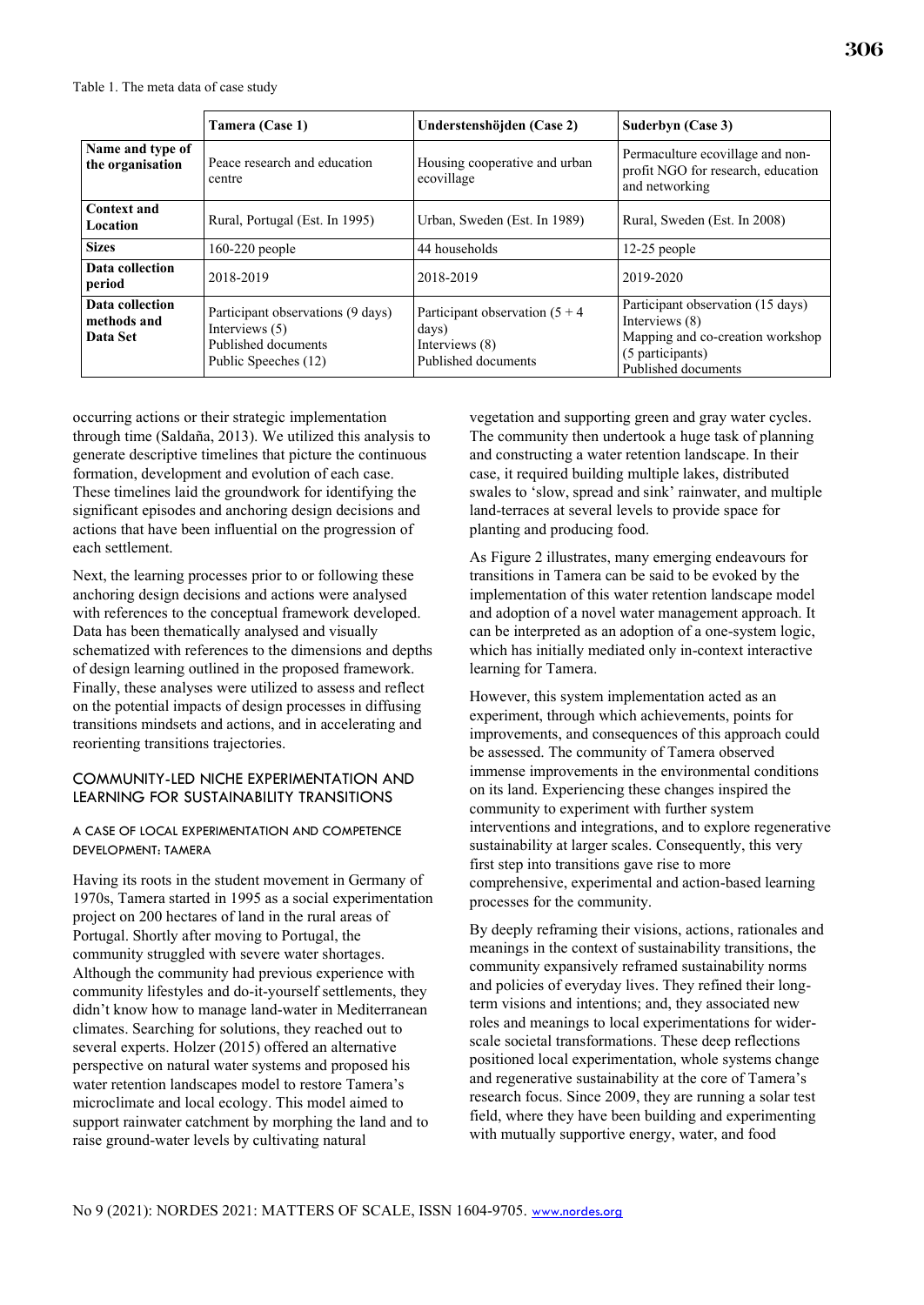Table 1. The meta data of case study

| | Tamera (Case 1) | Understenshöjden (Case 2) | Suderbyn (Case 3) |
|---|---|---|---|
| **Name and type of the organisation** | Peace research and education centre | Housing cooperative and urban ecovillage | Permaculture ecovillage and non-profit NGO for research, education and networking |
| **Context and Location** | Rural, Portugal (Est. In 1995) | Urban, Sweden (Est. In 1989) | Rural, Sweden (Est. In 2008) |
| **Sizes** | 160-220 people | 44 households | 12-25 people |
| **Data collection period** | 2018-2019 | 2018-2019 | 2019-2020 |
| **Data collection methods and Data Set** | Participant observations (9 days)<br>Interviews (5)<br>Published documents<br>Public Speeches (12) | Participant observation (5 + 4 days)<br>Interviews (8)<br>Published documents | Participant observation (15 days)<br>Interviews (8)<br>Mapping and co-creation workshop (5 participants)<br>Published documents |

occurring actions or their strategic implementation through time (Saldaña, 2013). We utilized this analysis to generate descriptive timelines that picture the continuous formation, development and evolution of each case. These timelines laid the groundwork for identifying the significant episodes and anchoring design decisions and actions that have been influential on the progression of each settlement.

Next, the learning processes prior to or following these anchoring design decisions and actions were analysed with references to the conceptual framework developed. Data has been thematically analysed and visually schematized with references to the dimensions and depths of design learning outlined in the proposed framework. Finally, these analyses were utilized to assess and reflect on the potential impacts of design processes in diffusing transitions mindsets and actions, and in accelerating and reorienting transitions trajectories.

## COMMUNITY-LED NICHE EXPERIMENTATION AND LEARNING FOR SUSTAINABILITY TRANSITIONS

### A CASE OF LOCAL EXPERIMENTATION AND COMPETENCE DEVELOPMENT: TAMERA

Having its roots in the student movement in Germany of 1970s, Tamera started in 1995 as a social experimentation project on 200 hectares of land in the rural areas of Portugal. Shortly after moving to Portugal, the community struggled with severe water shortages. Although the community had previous experience with community lifestyles and do-it-yourself settlements, they didn't know how to manage land-water in Mediterranean climates. Searching for solutions, they reached out to several experts. Holzer (2015) offered an alternative perspective on natural water systems and proposed his water retention landscapes model to restore Tamera's microclimate and local ecology. This model aimed to support rainwater catchment by morphing the land and to raise ground-water levels by cultivating natural vegetation and supporting green and gray water cycles. The community then undertook a huge task of planning and constructing a water retention landscape. In their case, it required building multiple lakes, distributed swales to 'slow, spread and sink' rainwater, and multiple land-terraces at several levels to provide space for planting and producing food.

As Figure 2 illustrates, many emerging endeavours for transitions in Tamera can be said to be evoked by the implementation of this water retention landscape model and adoption of a novel water management approach. It can be interpreted as an adoption of a one-system logic, which has initially mediated only in-context interactive learning for Tamera.

However, this system implementation acted as an experiment, through which achievements, points for improvements, and consequences of this approach could be assessed. The community of Tamera observed immense improvements in the environmental conditions on its land. Experiencing these changes inspired the community to experiment with further system interventions and integrations, and to explore regenerative sustainability at larger scales. Consequently, this very first step into transitions gave rise to more comprehensive, experimental and action-based learning processes for the community.

By deeply reframing their visions, actions, rationales and meanings in the context of sustainability transitions, the community expansively reframed sustainability norms and policies of everyday lives. They refined their long-term visions and intentions; and, they associated new roles and meanings to local experimentations for wider-scale societal transformations. These deep reflections positioned local experimentation, whole systems change and regenerative sustainability at the core of Tamera's research focus. Since 2009, they are running a solar test field, where they have been building and experimenting with mutually supportive energy, water, and food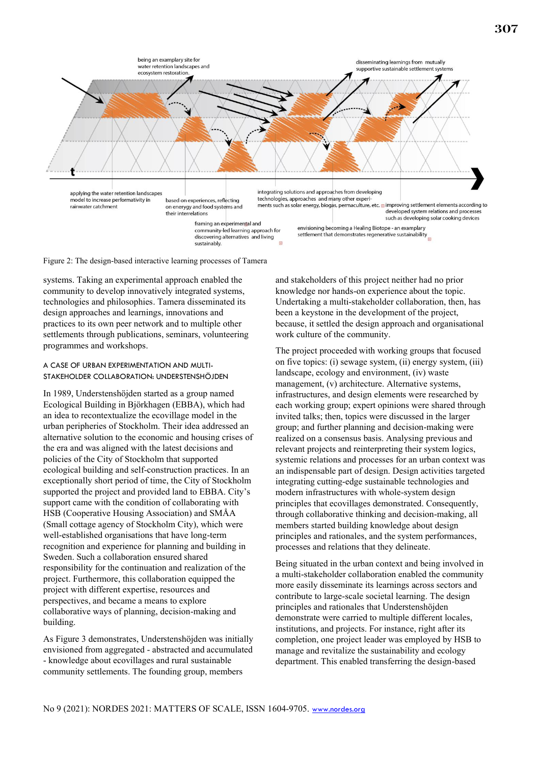Figure 2: The design-based interactive learning processes of Tamera

systems. Taking an experimental approach enabled the community to develop innovatively integrated systems, technologies and philosophies. Tamera disseminated its design approaches and learnings, innovations and practices to its own peer network and to multiple other settlements through publications, seminars, volunteering programmes and workshops.

### A CASE OF URBAN EXPERIMENTATION AND MULTI-STAKEHOLDER COLLABORATION: UNDERSTENSHÖJDEN

In 1989, Understenshöjden started as a group named Ecological Building in Björkhagen (EBBA), which had an idea to recontextualize the ecovillage model in the urban peripheries of Stockholm. Their idea addressed an alternative solution to the economic and housing crises of the era and was aligned with the latest decisions and policies of the City of Stockholm that supported ecological building and self-construction practices. In an exceptionally short period of time, the City of Stockholm supported the project and provided land to EBBA. City's support came with the condition of collaborating with HSB (Cooperative Housing Association) and SMÅA (Small cottage agency of Stockholm City), which were well-established organisations that have long-term recognition and experience for planning and building in Sweden. Such a collaboration ensured shared responsibility for the continuation and realization of the project. Furthermore, this collaboration equipped the project with different expertise, resources and perspectives, and became a means to explore collaborative ways of planning, decision-making and building.

As Figure 3 demonstrates, Understenshöjden was initially envisioned from aggregated - abstracted and accumulated - knowledge about ecovillages and rural sustainable community settlements. The founding group, members and stakeholders of this project neither had no prior knowledge nor hands-on experience about the topic. Undertaking a multi-stakeholder collaboration, then, has been a keystone in the development of the project, because, it settled the design approach and organisational work culture of the community.

The project proceeded with working groups that focused on five topics: (i) sewage system, (ii) energy system, (iii) landscape, ecology and environment, (iv) waste management, (v) architecture. Alternative systems, infrastructures, and design elements were researched by each working group; expert opinions were shared through invited talks; then, topics were discussed in the larger group; and further planning and decision-making were realized on a consensus basis. Analysing previous and relevant projects and reinterpreting their system logics, systemic relations and processes for an urban context was an indispensable part of design. Design activities targeted integrating cutting-edge sustainable technologies and modern infrastructures with whole-system design principles that ecovillages demonstrated. Consequently, through collaborative thinking and decision-making, all members started building knowledge about design principles and rationales, and the system performances, processes and relations that they delineate.

Being situated in the urban context and being involved in a multi-stakeholder collaboration enabled the community more easily disseminate its learnings across sectors and contribute to large-scale societal learning. The design principles and rationales that Understenshöjden demonstrate were carried to multiple different locales, institutions, and projects. For instance, right after its completion, one project leader was employed by HSB to manage and revitalize the sustainability and ecology department. This enabled transferring the design-based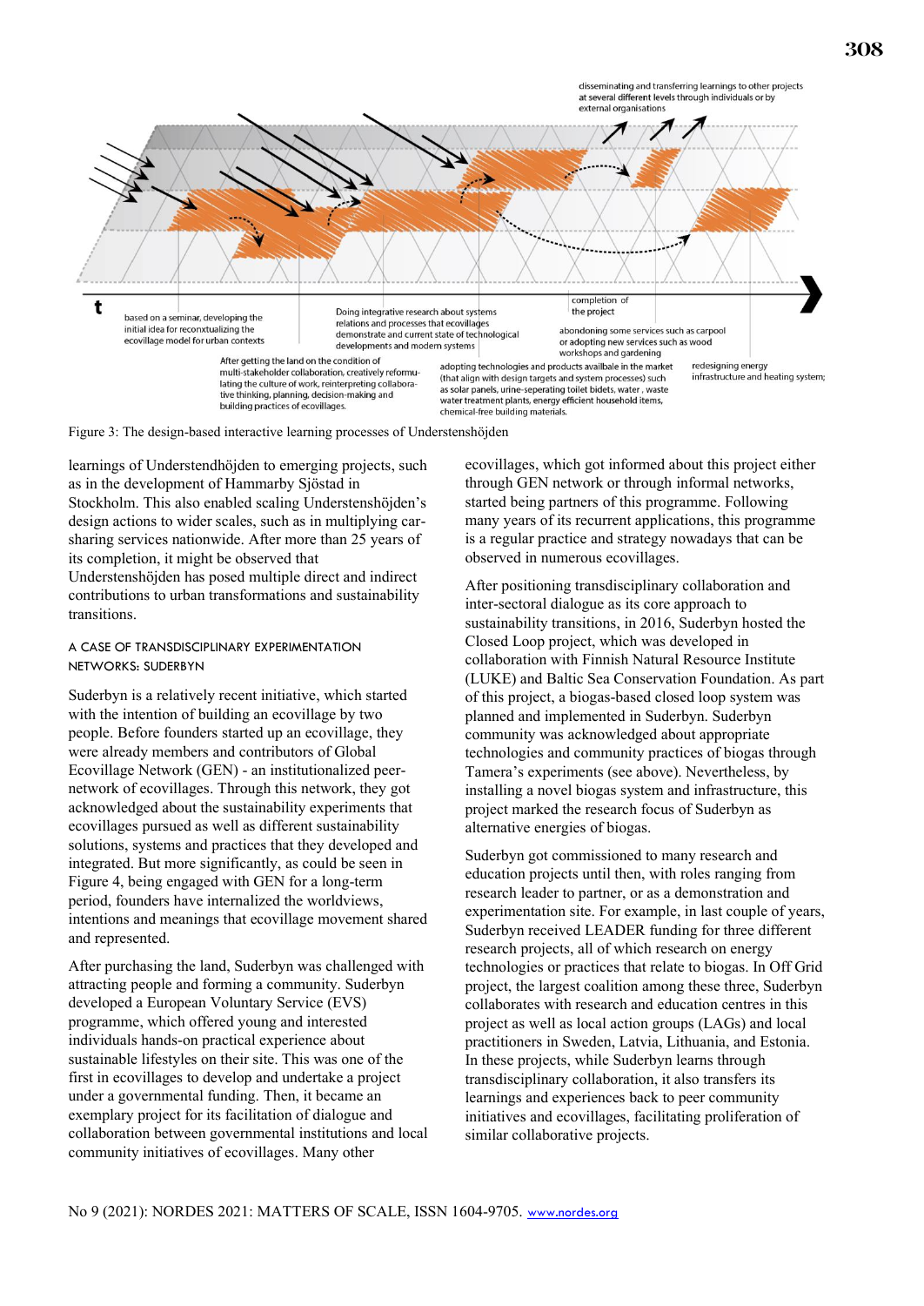Figure 3: The design-based interactive learning processes of Understenshöjden

learnings of Understendhöjden to emerging projects, such as in the development of Hammarby Sjöstad in Stockholm. This also enabled scaling Understenshöjden's design actions to wider scales, such as in multiplying car-sharing services nationwide. After more than 25 years of its completion, it might be observed that Understenshöjden has posed multiple direct and indirect contributions to urban transformations and sustainability transitions.

### A CASE OF TRANSDISCIPLINARY EXPERIMENTATION NETWORKS: SUDERBYN

Suderbyn is a relatively recent initiative, which started with the intention of building an ecovillage by two people. Before founders started up an ecovillage, they were already members and contributors of Global Ecovillage Network (GEN) - an institutionalized peer-network of ecovillages. Through this network, they got acknowledged about the sustainability experiments that ecovillages pursued as well as different sustainability solutions, systems and practices that they developed and integrated. But more significantly, as could be seen in Figure 4, being engaged with GEN for a long-term period, founders have internalized the worldviews, intentions and meanings that ecovillage movement shared and represented.

After purchasing the land, Suderbyn was challenged with attracting people and forming a community. Suderbyn developed a European Voluntary Service (EVS) programme, which offered young and interested individuals hands-on practical experience about sustainable lifestyles on their site. This was one of the first in ecovillages to develop and undertake a project under a governmental funding. Then, it became an exemplary project for its facilitation of dialogue and collaboration between governmental institutions and local community initiatives of ecovillages. Many other ecovillages, which got informed about this project either through GEN network or through informal networks, started being partners of this programme. Following many years of its recurrent applications, this programme is a regular practice and strategy nowadays that can be observed in numerous ecovillages.

After positioning transdisciplinary collaboration and inter-sectoral dialogue as its core approach to sustainability transitions, in 2016, Suderbyn hosted the Closed Loop project, which was developed in collaboration with Finnish Natural Resource Institute (LUKE) and Baltic Sea Conservation Foundation. As part of this project, a biogas-based closed loop system was planned and implemented in Suderbyn. Suderbyn community was acknowledged about appropriate technologies and community practices of biogas through Tamera's experiments (see above). Nevertheless, by installing a novel biogas system and infrastructure, this project marked the research focus of Suderbyn as alternative energies of biogas.

Suderbyn got commissioned to many research and education projects until then, with roles ranging from research leader to partner, or as a demonstration and experimentation site. For example, in last couple of years, Suderbyn received LEADER funding for three different research projects, all of which research on energy technologies or practices that relate to biogas. In Off Grid project, the largest coalition among these three, Suderbyn collaborates with research and education centres in this project as well as local action groups (LAGs) and local practitioners in Sweden, Latvia, Lithuania, and Estonia. In these projects, while Suderbyn learns through transdisciplinary collaboration, it also transfers its learnings and experiences back to peer community initiatives and ecovillages, facilitating proliferation of similar collaborative projects.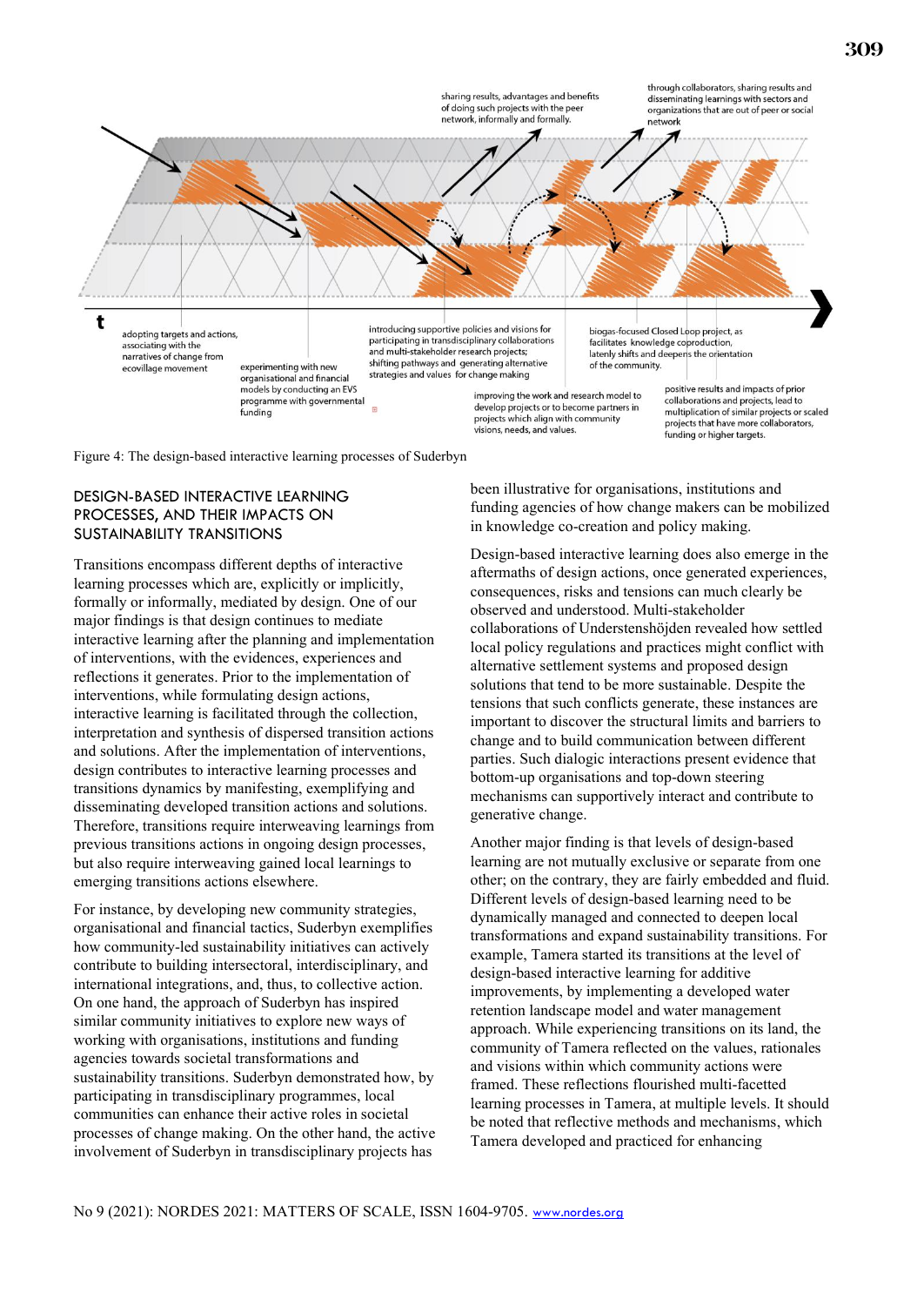Figure 4: The design-based interactive learning processes of Suderbyn

## DESIGN-BASED INTERACTIVE LEARNING PROCESSES, AND THEIR IMPACTS ON SUSTAINABILITY TRANSITIONS

Transitions encompass different depths of interactive learning processes which are, explicitly or implicitly, formally or informally, mediated by design. One of our major findings is that design continues to mediate interactive learning after the planning and implementation of interventions, with the evidences, experiences and reflections it generates. Prior to the implementation of interventions, while formulating design actions, interactive learning is facilitated through the collection, interpretation and synthesis of dispersed transition actions and solutions. After the implementation of interventions, design contributes to interactive learning processes and transitions dynamics by manifesting, exemplifying and disseminating developed transition actions and solutions. Therefore, transitions require interweaving learnings from previous transitions actions in ongoing design processes, but also require interweaving gained local learnings to emerging transitions actions elsewhere.

For instance, by developing new community strategies, organisational and financial tactics, Suderbyn exemplifies how community-led sustainability initiatives can actively contribute to building intersectoral, interdisciplinary, and international integrations, and, thus, to collective action. On one hand, the approach of Suderbyn has inspired similar community initiatives to explore new ways of working with organisations, institutions and funding agencies towards societal transformations and sustainability transitions. Suderbyn demonstrated how, by participating in transdisciplinary programmes, local communities can enhance their active roles in societal processes of change making. On the other hand, the active involvement of Suderbyn in transdisciplinary projects has been illustrative for organisations, institutions and funding agencies of how change makers can be mobilized in knowledge co-creation and policy making.

Design-based interactive learning does also emerge in the aftermaths of design actions, once generated experiences, consequences, risks and tensions can much clearly be observed and understood. Multi-stakeholder collaborations of Understenshöjden revealed how settled local policy regulations and practices might conflict with alternative settlement systems and proposed design solutions that tend to be more sustainable. Despite the tensions that such conflicts generate, these instances are important to discover the structural limits and barriers to change and to build communication between different parties. Such dialogic interactions present evidence that bottom-up organisations and top-down steering mechanisms can supportively interact and contribute to generative change.

Another major finding is that levels of design-based learning are not mutually exclusive or separate from one other; on the contrary, they are fairly embedded and fluid. Different levels of design-based learning need to be dynamically managed and connected to deepen local transformations and expand sustainability transitions. For example, Tamera started its transitions at the level of design-based interactive learning for additive improvements, by implementing a developed water retention landscape model and water management approach. While experiencing transitions on its land, the community of Tamera reflected on the values, rationales and visions within which community actions were framed. These reflections flourished multi-facetted learning processes in Tamera, at multiple levels. It should be noted that reflective methods and mechanisms, which Tamera developed and practiced for enhancing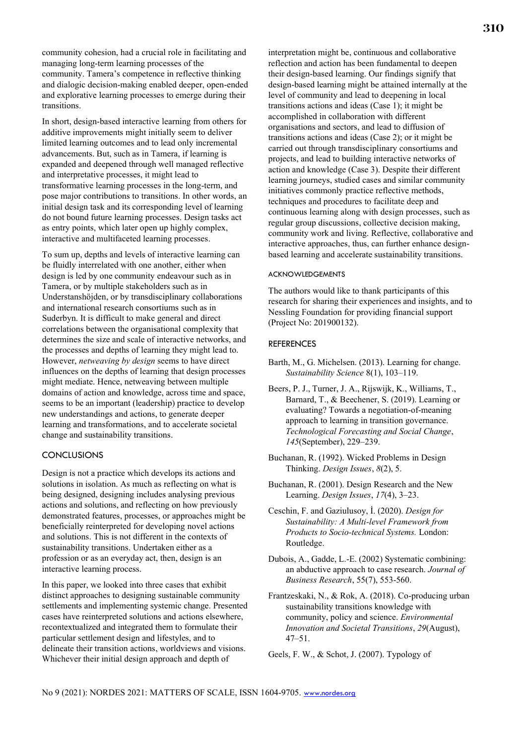community cohesion, had a crucial role in facilitating and managing long-term learning processes of the community. Tamera's competence in reflective thinking and dialogic decision-making enabled deeper, open-ended and explorative learning processes to emerge during their transitions.

In short, design-based interactive learning from others for additive improvements might initially seem to deliver limited learning outcomes and to lead only incremental advancements. But, such as in Tamera, if learning is expanded and deepened through well managed reflective and interpretative processes, it might lead to transformative learning processes in the long-term, and pose major contributions to transitions. In other words, an initial design task and its corresponding level of learning do not bound future learning processes. Design tasks act as entry points, which later open up highly complex, interactive and multifaceted learning processes.

To sum up, depths and levels of interactive learning can be fluidly interrelated with one another, either when design is led by one community endeavour such as in Tamera, or by multiple stakeholders such as in Understanshöjden, or by transdisciplinary collaborations and international research consortiums such as in Suderbyn. It is difficult to make general and direct correlations between the organisational complexity that determines the size and scale of interactive networks, and the processes and depths of learning they might lead to. However, *netweaving by design* seems to have direct influences on the depths of learning that design processes might mediate. Hence, netweaving between multiple domains of action and knowledge, across time and space, seems to be an important (leadership) practice to develop new understandings and actions, to generate deeper learning and transformations, and to accelerate societal change and sustainability transitions.

## CONCLUSIONS

Design is not a practice which develops its actions and solutions in isolation. As much as reflecting on what is being designed, designing includes analysing previous actions and solutions, and reflecting on how previously demonstrated features, processes, or approaches might be beneficially reinterpreted for developing novel actions and solutions. This is not different in the contexts of sustainability transitions. Undertaken either as a profession or as an everyday act, then, design is an interactive learning process.

In this paper, we looked into three cases that exhibit distinct approaches to designing sustainable community settlements and implementing systemic change. Presented cases have reinterpreted solutions and actions elsewhere, recontextualized and integrated them to formulate their particular settlement design and lifestyles, and to delineate their transition actions, worldviews and visions. Whichever their initial design approach and depth of interpretation might be, continuous and collaborative reflection and action has been fundamental to deepen their design-based learning. Our findings signify that design-based learning might be attained internally at the level of community and lead to deepening in local transitions actions and ideas (Case 1); it might be accomplished in collaboration with different organisations and sectors, and lead to diffusion of transitions actions and ideas (Case 2); or it might be carried out through transdisciplinary consortiums and projects, and lead to building interactive networks of action and knowledge (Case 3). Despite their different learning journeys, studied cases and similar community initiatives commonly practice reflective methods, techniques and procedures to facilitate deep and continuous learning along with design processes, such as regular group discussions, collective decision making, community work and living. Reflective, collaborative and interactive approaches, thus, can further enhance design-based learning and accelerate sustainability transitions.

### ACKNOWLEDGEMENTS

The authors would like to thank participants of this research for sharing their experiences and insights, and to Nessling Foundation for providing financial support (Project No: 201900132).

## REFERENCES

Barth, M., G. Michelsen. (2013). Learning for change. *Sustainability Science* 8(1), 103–119.

Beers, P. J., Turner, J. A., Rijswijk, K., Williams, T., Barnard, T., & Beechener, S. (2019). Learning or evaluating? Towards a negotiation-of-meaning approach to learning in transition governance. *Technological Forecasting and Social Change*, *145*(September), 229–239.

Buchanan, R. (1992). Wicked Problems in Design Thinking. *Design Issues*, *8*(2), 5.

Buchanan, R. (2001). Design Research and the New Learning. *Design Issues*, *17*(4), 3–23.

Ceschin, F. and Gaziulusoy, İ. (2020). *Design for Sustainability: A Multi-level Framework from Products to Socio-technical Systems.* London: Routledge.

Dubois, A., Gadde, L.-E. (2002) Systematic combining: an abductive approach to case research. *Journal of Business Research*, 55(7), 553-560.

Frantzeskaki, N., & Rok, A. (2018). Co-producing urban sustainability transitions knowledge with community, policy and science. *Environmental Innovation and Societal Transitions*, *29*(August), 47–51.

Geels, F. W., & Schot, J. (2007). Typology of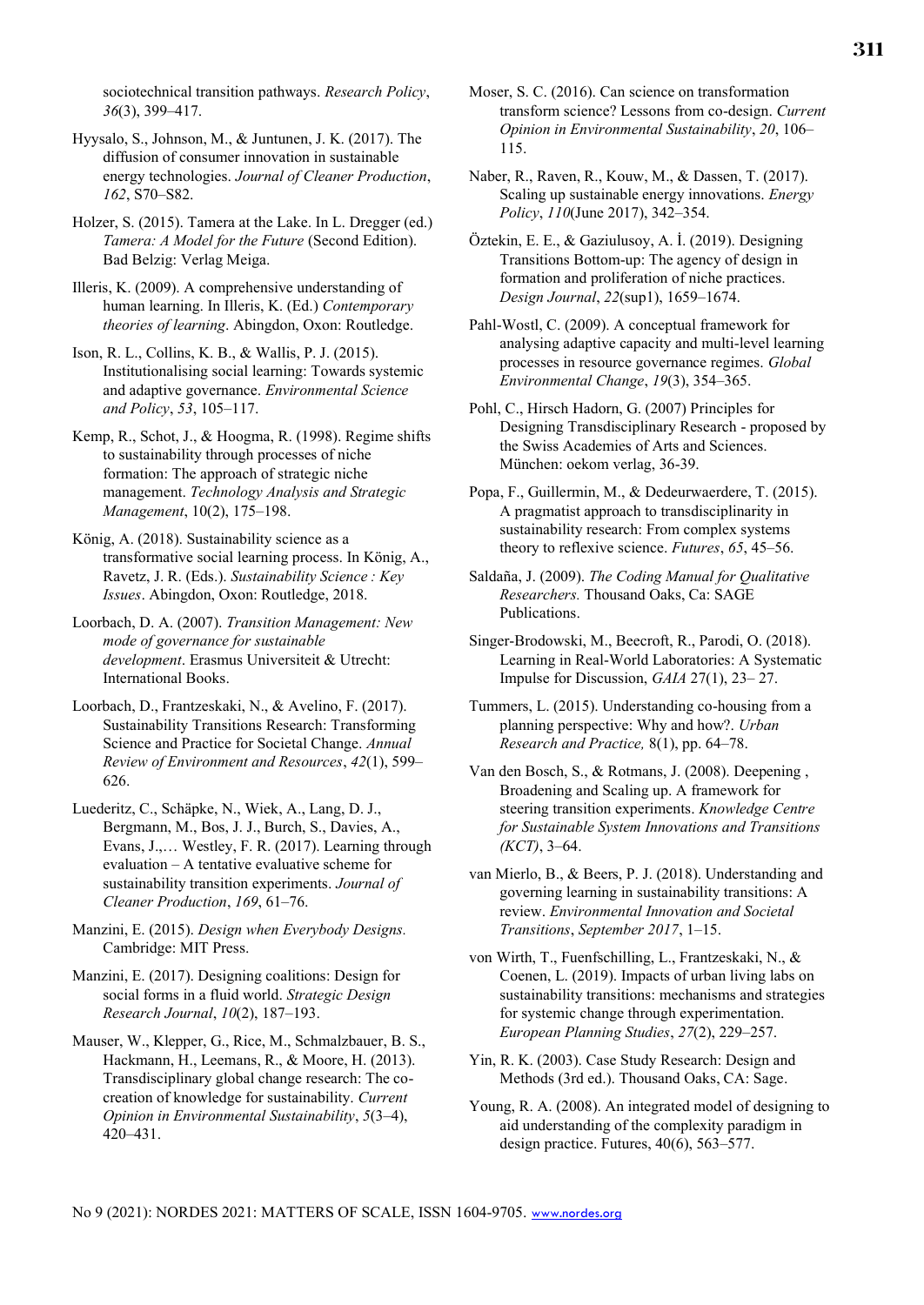sociotechnical transition pathways. *Research Policy*, *36*(3), 399–417.

Hyysalo, S., Johnson, M., & Juntunen, J. K. (2017). The diffusion of consumer innovation in sustainable energy technologies. *Journal of Cleaner Production*, *162*, S70–S82.

Holzer, S. (2015). Tamera at the Lake. In L. Dregger (ed.) *Tamera: A Model for the Future* (Second Edition). Bad Belzig: Verlag Meiga.

Illeris, K. (2009). A comprehensive understanding of human learning. In Illeris, K. (Ed.) *Contemporary theories of learning*. Abingdon, Oxon: Routledge.

Ison, R. L., Collins, K. B., & Wallis, P. J. (2015). Institutionalising social learning: Towards systemic and adaptive governance. *Environmental Science and Policy*, *53*, 105–117.

Kemp, R., Schot, J., & Hoogma, R. (1998). Regime shifts to sustainability through processes of niche formation: The approach of strategic niche management. *Technology Analysis and Strategic Management*, 10(2), 175–198.

König, A. (2018). Sustainability science as a transformative social learning process. In König, A., Ravetz, J. R. (Eds.). *Sustainability Science : Key Issues*. Abingdon, Oxon: Routledge, 2018.

Loorbach, D. A. (2007). *Transition Management: New mode of governance for sustainable development*. Erasmus Universiteit & Utrecht: International Books.

Loorbach, D., Frantzeskaki, N., & Avelino, F. (2017). Sustainability Transitions Research: Transforming Science and Practice for Societal Change. *Annual Review of Environment and Resources*, *42*(1), 599–626.

Luederitz, C., Schäpke, N., Wiek, A., Lang, D. J., Bergmann, M., Bos, J. J., Burch, S., Davies, A., Evans, J.,… Westley, F. R. (2017). Learning through evaluation – A tentative evaluative scheme for sustainability transition experiments. *Journal of Cleaner Production*, *169*, 61–76.

Manzini, E. (2015). *Design when Everybody Designs.* Cambridge: MIT Press.

Manzini, E. (2017). Designing coalitions: Design for social forms in a fluid world. *Strategic Design Research Journal*, *10*(2), 187–193.

Mauser, W., Klepper, G., Rice, M., Schmalzbauer, B. S., Hackmann, H., Leemans, R., & Moore, H. (2013). Transdisciplinary global change research: The co-creation of knowledge for sustainability. *Current Opinion in Environmental Sustainability*, *5*(3–4), 420–431.

Moser, S. C. (2016). Can science on transformation transform science? Lessons from co-design. *Current Opinion in Environmental Sustainability*, *20*, 106–115.

Naber, R., Raven, R., Kouw, M., & Dassen, T. (2017). Scaling up sustainable energy innovations. *Energy Policy*, *110*(June 2017), 342–354.

Öztekin, E. E., & Gaziulusoy, A. İ. (2019). Designing Transitions Bottom-up: The agency of design in formation and proliferation of niche practices. *Design Journal*, *22*(sup1), 1659–1674.

Pahl-Wostl, C. (2009). A conceptual framework for analysing adaptive capacity and multi-level learning processes in resource governance regimes. *Global Environmental Change*, *19*(3), 354–365.

Pohl, C., Hirsch Hadorn, G. (2007) Principles for Designing Transdisciplinary Research - proposed by the Swiss Academies of Arts and Sciences. München: oekom verlag, 36-39.

Popa, F., Guillermin, M., & Dedeurwaerdere, T. (2015). A pragmatist approach to transdisciplinarity in sustainability research: From complex systems theory to reflexive science. *Futures*, *65*, 45–56.

Saldaña, J. (2009). *The Coding Manual for Qualitative Researchers.* Thousand Oaks, Ca: SAGE Publications.

Singer-Brodowski, M., Beecroft, R., Parodi, O. (2018). Learning in Real-World Laboratories: A Systematic Impulse for Discussion, *GAIA* 27(1), 23– 27.

Tummers, L. (2015). Understanding co-housing from a planning perspective: Why and how?. *Urban Research and Practice,* 8(1), pp. 64–78.

Van den Bosch, S., & Rotmans, J. (2008). Deepening , Broadening and Scaling up. A framework for steering transition experiments. *Knowledge Centre for Sustainable System Innovations and Transitions (KCT)*, 3–64.

van Mierlo, B., & Beers, P. J. (2018). Understanding and governing learning in sustainability transitions: A review. *Environmental Innovation and Societal Transitions*, *September 2017*, 1–15.

von Wirth, T., Fuenfschilling, L., Frantzeskaki, N., & Coenen, L. (2019). Impacts of urban living labs on sustainability transitions: mechanisms and strategies for systemic change through experimentation. *European Planning Studies*, *27*(2), 229–257.

Yin, R. K. (2003). Case Study Research: Design and Methods (3rd ed.). Thousand Oaks, CA: Sage.

Young, R. A. (2008). An integrated model of designing to aid understanding of the complexity paradigm in design practice. Futures, 40(6), 563–577.